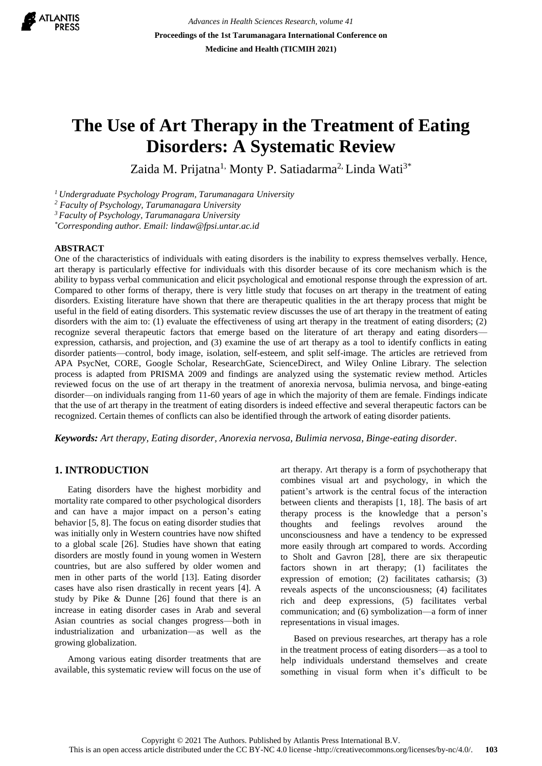# The Use of Art Therapy in the Treatment of Eating Disorders: A Systematic Review

Zaida M. Prijatna[1], Monty P. Satiadarma[2], Linda Wati[3*]

[1] *Undergraduate Psychology Program, Tarumanagara University*
[2] *Faculty of Psychology, Tarumanagara University*
[3] *Faculty of Psychology, Tarumanagara University*
[*] *Corresponding author. Email: lindaw@fpsi.untar.ac.id*

## ABSTRACT

One of the characteristics of individuals with eating disorders is the inability to express themselves verbally. Hence, art therapy is particularly effective for individuals with this disorder because of its core mechanism which is the ability to bypass verbal communication and elicit psychological and emotional response through the expression of art. Compared to other forms of therapy, there is very little study that focuses on art therapy in the treatment of eating disorders. Existing literature have shown that there are therapeutic qualities in the art therapy process that might be useful in the field of eating disorders. This systematic review discusses the use of art therapy in the treatment of eating disorders with the aim to: (1) evaluate the effectiveness of using art therapy in the treatment of eating disorders; (2) recognize several therapeutic factors that emerge based on the literature of art therapy and eating disorders—expression, catharsis, and projection, and (3) examine the use of art therapy as a tool to identify conflicts in eating disorder patients—control, body image, isolation, self-esteem, and split self-image. The articles are retrieved from APA PsycNet, CORE, Google Scholar, ResearchGate, ScienceDirect, and Wiley Online Library. The selection process is adapted from PRISMA 2009 and findings are analyzed using the systematic review method. Articles reviewed focus on the use of art therapy in the treatment of anorexia nervosa, bulimia nervosa, and binge-eating disorder—on individuals ranging from 11-60 years of age in which the majority of them are female. Findings indicate that the use of art therapy in the treatment of eating disorders is indeed effective and several therapeutic factors can be recognized. Certain themes of conflicts can also be identified through the artwork of eating disorder patients.

***Keywords:*** *Art therapy, Eating disorder, Anorexia nervosa, Bulimia nervosa, Binge-eating disorder.*

## 1. INTRODUCTION

Eating disorders have the highest morbidity and mortality rate compared to other psychological disorders and can have a major impact on a person's eating behavior [5, 8]. The focus on eating disorder studies that was initially only in Western countries have now shifted to a global scale [26]. Studies have shown that eating disorders are mostly found in young women in Western countries, but are also suffered by older women and men in other parts of the world [13]. Eating disorder cases have also risen drastically in recent years [4]. A study by Pike & Dunne [26] found that there is an increase in eating disorder cases in Arab and several Asian countries as social changes progress—both in industrialization and urbanization—as well as the growing globalization.

Among various eating disorder treatments that are available, this systematic review will focus on the use of art therapy. Art therapy is a form of psychotherapy that combines visual art and psychology, in which the patient's artwork is the central focus of the interaction between clients and therapists [1, 18]. The basis of art therapy process is the knowledge that a person's thoughts and feelings revolves around the unconsciousness and have a tendency to be expressed more easily through art compared to words. According to Sholt and Gavron [28], there are six therapeutic factors shown in art therapy; (1) facilitates the expression of emotion; (2) facilitates catharsis; (3) reveals aspects of the unconsciousness; (4) facilitates rich and deep expressions, (5) facilitates verbal communication; and (6) symbolization—a form of inner representations in visual images.

Based on previous researches, art therapy has a role in the treatment process of eating disorders—as a tool to help individuals understand themselves and create something in visual form when it's difficult to be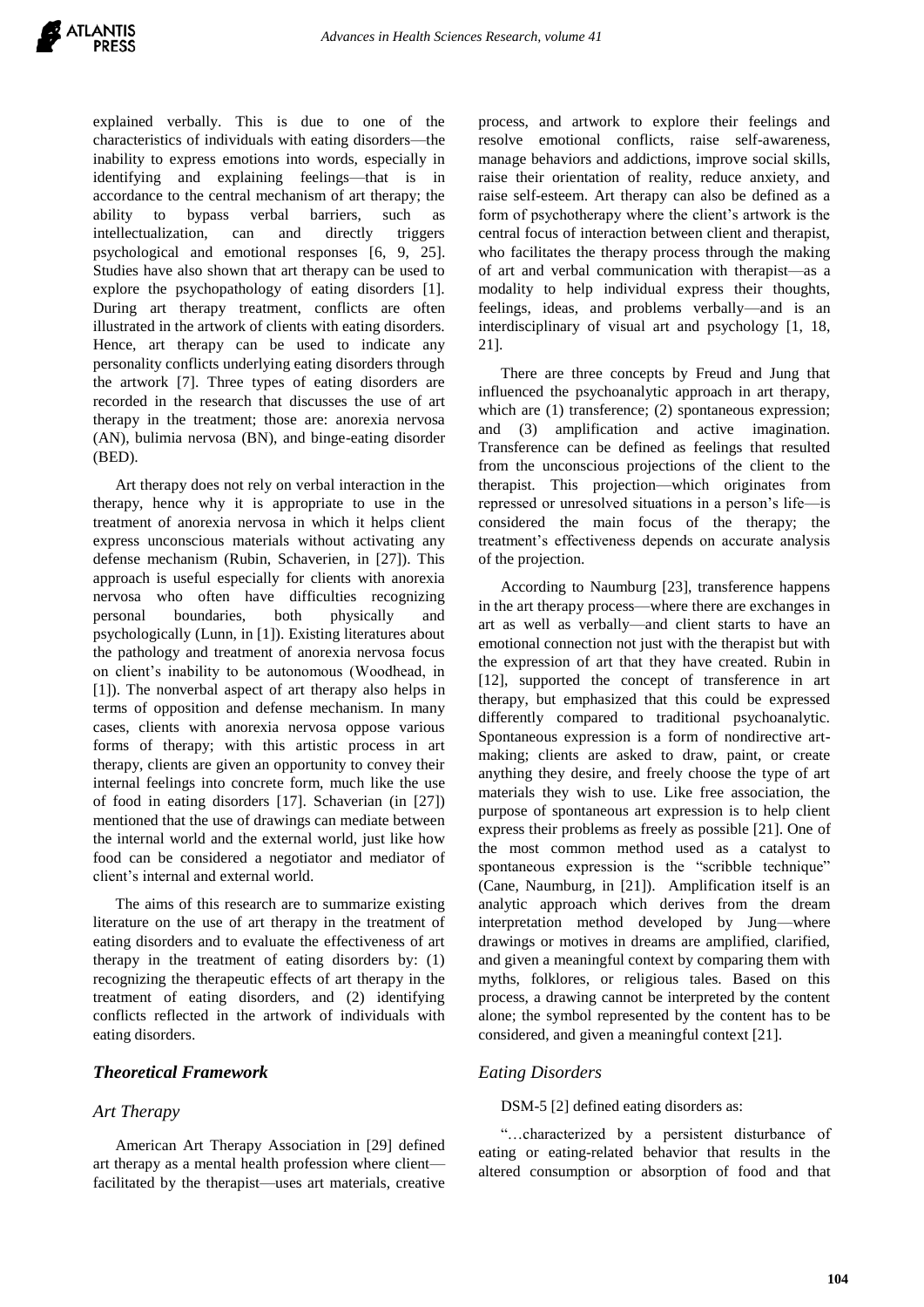explained verbally. This is due to one of the characteristics of individuals with eating disorders—the inability to express emotions into words, especially in identifying and explaining feelings—that is in accordance to the central mechanism of art therapy; the ability to bypass verbal barriers, such as intellectualization, can and directly triggers psychological and emotional responses [6, 9, 25]. Studies have also shown that art therapy can be used to explore the psychopathology of eating disorders [1]. During art therapy treatment, conflicts are often illustrated in the artwork of clients with eating disorders. Hence, art therapy can be used to indicate any personality conflicts underlying eating disorders through the artwork [7]. Three types of eating disorders are recorded in the research that discusses the use of art therapy in the treatment; those are: anorexia nervosa (AN), bulimia nervosa (BN), and binge-eating disorder (BED).

Art therapy does not rely on verbal interaction in the therapy, hence why it is appropriate to use in the treatment of anorexia nervosa in which it helps client express unconscious materials without activating any defense mechanism (Rubin, Schaverien, in [27]). This approach is useful especially for clients with anorexia nervosa who often have difficulties recognizing personal boundaries, both physically and psychologically (Lunn, in [1]). Existing literatures about the pathology and treatment of anorexia nervosa focus on client's inability to be autonomous (Woodhead, in [1]). The nonverbal aspect of art therapy also helps in terms of opposition and defense mechanism. In many cases, clients with anorexia nervosa oppose various forms of therapy; with this artistic process in art therapy, clients are given an opportunity to convey their internal feelings into concrete form, much like the use of food in eating disorders [17]. Schaverian (in [27]) mentioned that the use of drawings can mediate between the internal world and the external world, just like how food can be considered a negotiator and mediator of client's internal and external world.

The aims of this research are to summarize existing literature on the use of art therapy in the treatment of eating disorders and to evaluate the effectiveness of art therapy in the treatment of eating disorders by: (1) recognizing the therapeutic effects of art therapy in the treatment of eating disorders, and (2) identifying conflicts reflected in the artwork of individuals with eating disorders.

## *Theoretical Framework*

### *Art Therapy*

American Art Therapy Association in [29] defined art therapy as a mental health profession where client—facilitated by the therapist—uses art materials, creative process, and artwork to explore their feelings and resolve emotional conflicts, raise self-awareness, manage behaviors and addictions, improve social skills, raise their orientation of reality, reduce anxiety, and raise self-esteem. Art therapy can also be defined as a form of psychotherapy where the client's artwork is the central focus of interaction between client and therapist, who facilitates the therapy process through the making of art and verbal communication with therapist—as a modality to help individual express their thoughts, feelings, ideas, and problems verbally—and is an interdisciplinary of visual art and psychology [1, 18, 21].

There are three concepts by Freud and Jung that influenced the psychoanalytic approach in art therapy, which are (1) transference; (2) spontaneous expression; and (3) amplification and active imagination. Transference can be defined as feelings that resulted from the unconscious projections of the client to the therapist. This projection—which originates from repressed or unresolved situations in a person's life—is considered the main focus of the therapy; the treatment's effectiveness depends on accurate analysis of the projection.

According to Naumburg [23], transference happens in the art therapy process—where there are exchanges in art as well as verbally—and client starts to have an emotional connection not just with the therapist but with the expression of art that they have created. Rubin in [12], supported the concept of transference in art therapy, but emphasized that this could be expressed differently compared to traditional psychoanalytic. Spontaneous expression is a form of nondirective art-making; clients are asked to draw, paint, or create anything they desire, and freely choose the type of art materials they wish to use. Like free association, the purpose of spontaneous art expression is to help client express their problems as freely as possible [21]. One of the most common method used as a catalyst to spontaneous expression is the "scribble technique" (Cane, Naumburg, in [21]). Amplification itself is an analytic approach which derives from the dream interpretation method developed by Jung—where drawings or motives in dreams are amplified, clarified, and given a meaningful context by comparing them with myths, folklores, or religious tales. Based on this process, a drawing cannot be interpreted by the content alone; the symbol represented by the content has to be considered, and given a meaningful context [21].

### *Eating Disorders*

DSM-5 [2] defined eating disorders as:

"…characterized by a persistent disturbance of eating or eating-related behavior that results in the altered consumption or absorption of food and that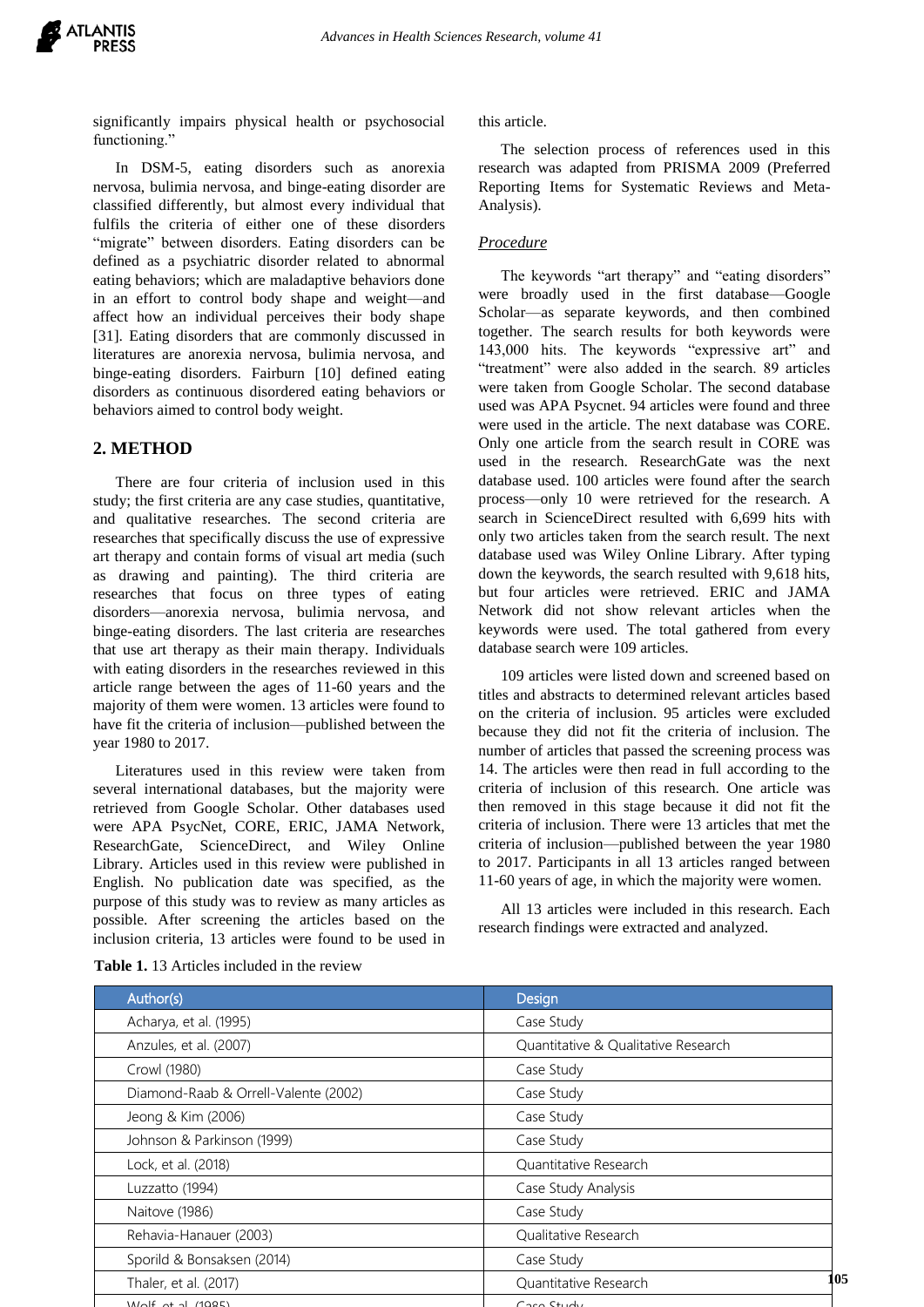significantly impairs physical health or psychosocial functioning."

In DSM-5, eating disorders such as anorexia nervosa, bulimia nervosa, and binge-eating disorder are classified differently, but almost every individual that fulfils the criteria of either one of these disorders "migrate" between disorders. Eating disorders can be defined as a psychiatric disorder related to abnormal eating behaviors; which are maladaptive behaviors done in an effort to control body shape and weight—and affect how an individual perceives their body shape [31]. Eating disorders that are commonly discussed in literatures are anorexia nervosa, bulimia nervosa, and binge-eating disorders. Fairburn [10] defined eating disorders as continuous disordered eating behaviors or behaviors aimed to control body weight.

## 2. METHOD

There are four criteria of inclusion used in this study; the first criteria are any case studies, quantitative, and qualitative researches. The second criteria are researches that specifically discuss the use of expressive art therapy and contain forms of visual art media (such as drawing and painting). The third criteria are researches that focus on three types of eating disorders—anorexia nervosa, bulimia nervosa, and binge-eating disorders. The last criteria are researches that use art therapy as their main therapy. Individuals with eating disorders in the researches reviewed in this article range between the ages of 11-60 years and the majority of them were women. 13 articles were found to have fit the criteria of inclusion—published between the year 1980 to 2017.

Literatures used in this review were taken from several international databases, but the majority were retrieved from Google Scholar. Other databases used were APA PsycNet, CORE, ERIC, JAMA Network, ResearchGate, ScienceDirect, and Wiley Online Library. Articles used in this review were published in English. No publication date was specified, as the purpose of this study was to review as many articles as possible. After screening the articles based on the inclusion criteria, 13 articles were found to be used in this article.

The selection process of references used in this research was adapted from PRISMA 2009 (Preferred Reporting Items for Systematic Reviews and Meta-Analysis).

### *Procedure*

The keywords "art therapy" and "eating disorders" were broadly used in the first database—Google Scholar—as separate keywords, and then combined together. The search results for both keywords were 143,000 hits. The keywords "expressive art" and "treatment" were also added in the search. 89 articles were taken from Google Scholar. The second database used was APA Psycnet. 94 articles were found and three were used in the article. The next database was CORE. Only one article from the search result in CORE was used in the research. ResearchGate was the next database used. 100 articles were found after the search process—only 10 were retrieved for the research. A search in ScienceDirect resulted with 6,699 hits with only two articles taken from the search result. The next database used was Wiley Online Library. After typing down the keywords, the search resulted with 9,618 hits, but four articles were retrieved. ERIC and JAMA Network did not show relevant articles when the keywords were used. The total gathered from every database search were 109 articles.

109 articles were listed down and screened based on titles and abstracts to determined relevant articles based on the criteria of inclusion. 95 articles were excluded because they did not fit the criteria of inclusion. The number of articles that passed the screening process was 14. The articles were then read in full according to the criteria of inclusion of this research. One article was then removed in this stage because it did not fit the criteria of inclusion. There were 13 articles that met the criteria of inclusion—published between the year 1980 to 2017. Participants in all 13 articles ranged between 11-60 years of age, in which the majority were women.

All 13 articles were included in this research. Each research findings were extracted and analyzed.

**Table 1.** 13 Articles included in the review

| Author(s) | Design |
|---|---|
| Acharya, et al. (1995) | Case Study |
| Anzules, et al. (2007) | Quantitative & Qualitative Research |
| Crowl (1980) | Case Study |
| Diamond-Raab & Orrell-Valente (2002) | Case Study |
| Jeong & Kim (2006) | Case Study |
| Johnson & Parkinson (1999) | Case Study |
| Lock, et al. (2018) | Quantitative Research |
| Luzzatto (1994) | Case Study Analysis |
| Naitove (1986) | Case Study |
| Rehavia-Hanauer (2003) | Qualitative Research |
| Sporild & Bonsaksen (2014) | Case Study |
| Thaler, et al. (2017) | Quantitative Research |
| Wolf, et al. (1985) | Case Study |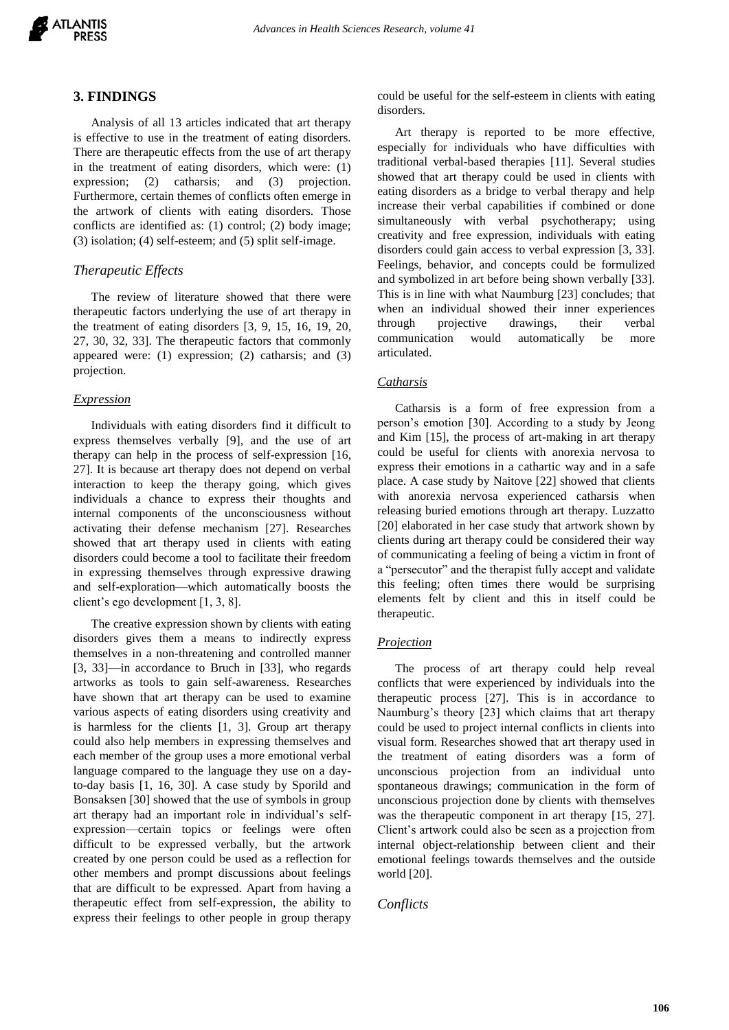## 3. FINDINGS

Analysis of all 13 articles indicated that art therapy is effective to use in the treatment of eating disorders. There are therapeutic effects from the use of art therapy in the treatment of eating disorders, which were: (1) expression; (2) catharsis; and (3) projection. Furthermore, certain themes of conflicts often emerge in the artwork of clients with eating disorders. Those conflicts are identified as: (1) control; (2) body image; (3) isolation; (4) self-esteem; and (5) split self-image.

### *Therapeutic Effects*

The review of literature showed that there were therapeutic factors underlying the use of art therapy in the treatment of eating disorders [3, 9, 15, 16, 19, 20, 27, 30, 32, 33]. The therapeutic factors that commonly appeared were: (1) expression; (2) catharsis; and (3) projection.

#### *Expression*

Individuals with eating disorders find it difficult to express themselves verbally [9], and the use of art therapy can help in the process of self-expression [16, 27]. It is because art therapy does not depend on verbal interaction to keep the therapy going, which gives individuals a chance to express their thoughts and internal components of the unconsciousness without activating their defense mechanism [27]. Researches showed that art therapy used in clients with eating disorders could become a tool to facilitate their freedom in expressing themselves through expressive drawing and self-exploration—which automatically boosts the client's ego development [1, 3, 8].

The creative expression shown by clients with eating disorders gives them a means to indirectly express themselves in a non-threatening and controlled manner [3, 33]—in accordance to Bruch in [33], who regards artworks as tools to gain self-awareness. Researches have shown that art therapy can be used to examine various aspects of eating disorders using creativity and is harmless for the clients [1, 3]. Group art therapy could also help members in expressing themselves and each member of the group uses a more emotional verbal language compared to the language they use on a day-to-day basis [1, 16, 30]. A case study by Sporild and Bonsaksen [30] showed that the use of symbols in group art therapy had an important role in individual's self-expression—certain topics or feelings were often difficult to be expressed verbally, but the artwork created by one person could be used as a reflection for other members and prompt discussions about feelings that are difficult to be expressed. Apart from having a therapeutic effect from self-expression, the ability to express their feelings to other people in group therapy could be useful for the self-esteem in clients with eating disorders.

Art therapy is reported to be more effective, especially for individuals who have difficulties with traditional verbal-based therapies [11]. Several studies showed that art therapy could be used in clients with eating disorders as a bridge to verbal therapy and help increase their verbal capabilities if combined or done simultaneously with verbal psychotherapy; using creativity and free expression, individuals with eating disorders could gain access to verbal expression [3, 33]. Feelings, behavior, and concepts could be formulized and symbolized in art before being shown verbally [33]. This is in line with what Naumburg [23] concludes; that when an individual showed their inner experiences through projective drawings, their verbal communication would automatically be more articulated.

#### *Catharsis*

Catharsis is a form of free expression from a person's emotion [30]. According to a study by Jeong and Kim [15], the process of art-making in art therapy could be useful for clients with anorexia nervosa to express their emotions in a cathartic way and in a safe place. A case study by Naitove [22] showed that clients with anorexia nervosa experienced catharsis when releasing buried emotions through art therapy. Luzzatto [20] elaborated in her case study that artwork shown by clients during art therapy could be considered their way of communicating a feeling of being a victim in front of a "persecutor" and the therapist fully accept and validate this feeling; often times there would be surprising elements felt by client and this in itself could be therapeutic.

#### *Projection*

The process of art therapy could help reveal conflicts that were experienced by individuals into the therapeutic process [27]. This is in accordance to Naumburg's theory [23] which claims that art therapy could be used to project internal conflicts in clients into visual form. Researches showed that art therapy used in the treatment of eating disorders was a form of unconscious projection from an individual unto spontaneous drawings; communication in the form of unconscious projection done by clients with themselves was the therapeutic component in art therapy [15, 27]. Client's artwork could also be seen as a projection from internal object-relationship between client and their emotional feelings towards themselves and the outside world [20].

### *Conflicts*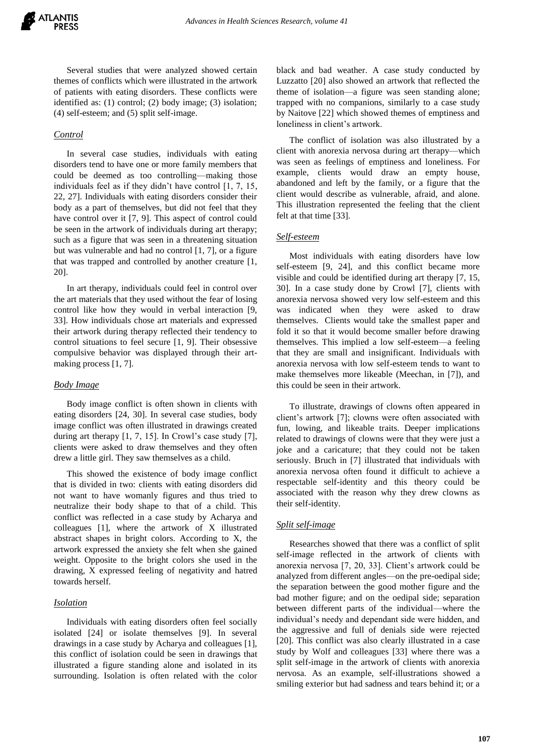Several studies that were analyzed showed certain themes of conflicts which were illustrated in the artwork of patients with eating disorders. These conflicts were identified as: (1) control; (2) body image; (3) isolation; (4) self-esteem; and (5) split self-image.

### *Control*

In several case studies, individuals with eating disorders tend to have one or more family members that could be deemed as too controlling—making those individuals feel as if they didn't have control [1, 7, 15, 22, 27]. Individuals with eating disorders consider their body as a part of themselves, but did not feel that they have control over it [7, 9]. This aspect of control could be seen in the artwork of individuals during art therapy; such as a figure that was seen in a threatening situation but was vulnerable and had no control [1, 7], or a figure that was trapped and controlled by another creature [1, 20].

In art therapy, individuals could feel in control over the art materials that they used without the fear of losing control like how they would in verbal interaction [9, 33]. How individuals chose art materials and expressed their artwork during therapy reflected their tendency to control situations to feel secure [1, 9]. Their obsessive compulsive behavior was displayed through their art-making process [1, 7].

### *Body Image*

Body image conflict is often shown in clients with eating disorders [24, 30]. In several case studies, body image conflict was often illustrated in drawings created during art therapy [1, 7, 15]. In Crowl's case study [7], clients were asked to draw themselves and they often drew a little girl. They saw themselves as a child.

This showed the existence of body image conflict that is divided in two: clients with eating disorders did not want to have womanly figures and thus tried to neutralize their body shape to that of a child. This conflict was reflected in a case study by Acharya and colleagues [1], where the artwork of X illustrated abstract shapes in bright colors. According to X, the artwork expressed the anxiety she felt when she gained weight. Opposite to the bright colors she used in the drawing, X expressed feeling of negativity and hatred towards herself.

### *Isolation*

Individuals with eating disorders often feel socially isolated [24] or isolate themselves [9]. In several drawings in a case study by Acharya and colleagues [1], this conflict of isolation could be seen in drawings that illustrated a figure standing alone and isolated in its surrounding. Isolation is often related with the color black and bad weather. A case study conducted by Luzzatto [20] also showed an artwork that reflected the theme of isolation—a figure was seen standing alone; trapped with no companions, similarly to a case study by Naitove [22] which showed themes of emptiness and loneliness in client's artwork.

The conflict of isolation was also illustrated by a client with anorexia nervosa during art therapy—which was seen as feelings of emptiness and loneliness. For example, clients would draw an empty house, abandoned and left by the family, or a figure that the client would describe as vulnerable, afraid, and alone. This illustration represented the feeling that the client felt at that time [33].

### *Self-esteem*

Most individuals with eating disorders have low self-esteem [9, 24], and this conflict became more visible and could be identified during art therapy [7, 15, 30]. In a case study done by Crowl [7], clients with anorexia nervosa showed very low self-esteem and this was indicated when they were asked to draw themselves. Clients would take the smallest paper and fold it so that it would become smaller before drawing themselves. This implied a low self-esteem—a feeling that they are small and insignificant. Individuals with anorexia nervosa with low self-esteem tends to want to make themselves more likeable (Meechan, in [7]), and this could be seen in their artwork.

To illustrate, drawings of clowns often appeared in client's artwork [7]; clowns were often associated with fun, lowing, and likeable traits. Deeper implications related to drawings of clowns were that they were just a joke and a caricature; that they could not be taken seriously. Bruch in [7] illustrated that individuals with anorexia nervosa often found it difficult to achieve a respectable self-identity and this theory could be associated with the reason why they drew clowns as their self-identity.

### *Split self-image*

Researches showed that there was a conflict of split self-image reflected in the artwork of clients with anorexia nervosa [7, 20, 33]. Client's artwork could be analyzed from different angles—on the pre-oedipal side; the separation between the good mother figure and the bad mother figure; and on the oedipal side; separation between different parts of the individual—where the individual's needy and dependant side were hidden, and the aggressive and full of denials side were rejected [20]. This conflict was also clearly illustrated in a case study by Wolf and colleagues [33] where there was a split self-image in the artwork of clients with anorexia nervosa. As an example, self-illustrations showed a smiling exterior but had sadness and tears behind it; or a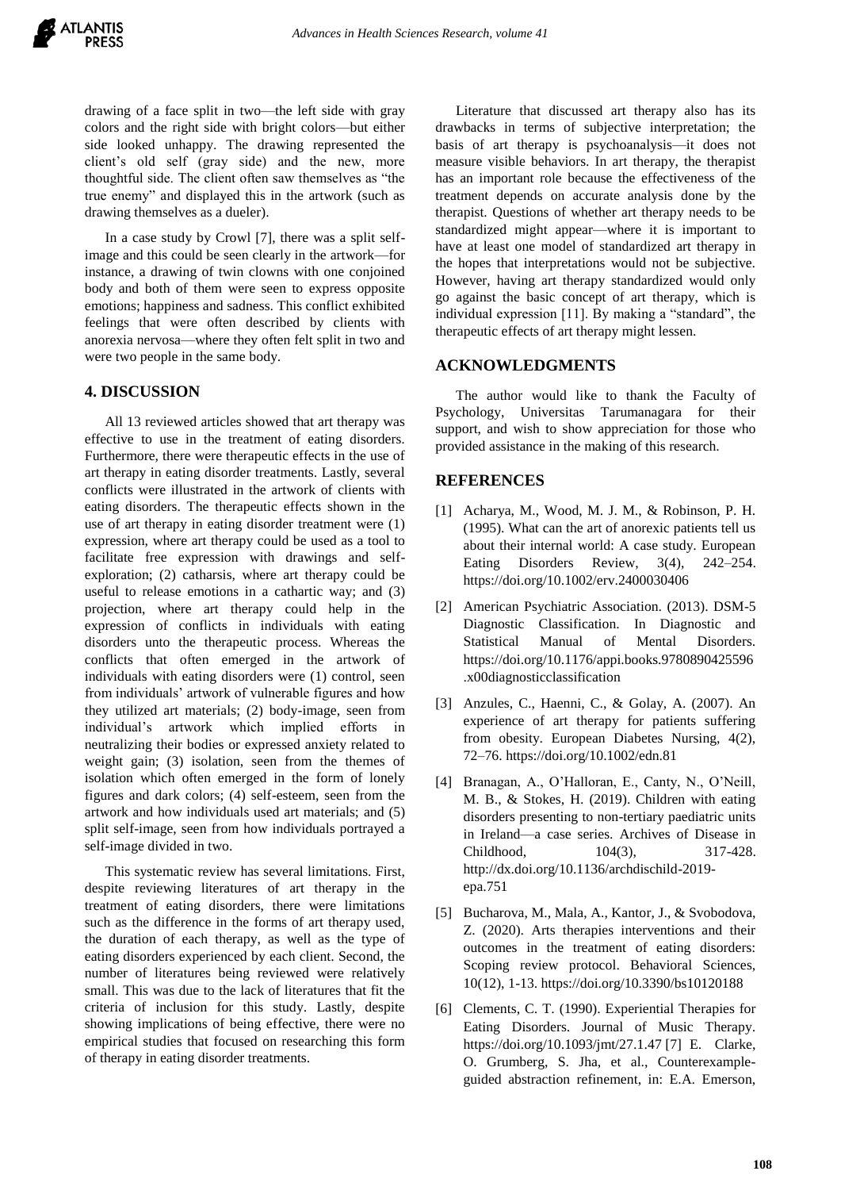drawing of a face split in two—the left side with gray colors and the right side with bright colors—but either side looked unhappy. The drawing represented the client's old self (gray side) and the new, more thoughtful side. The client often saw themselves as "the true enemy" and displayed this in the artwork (such as drawing themselves as a dueler).

In a case study by Crowl [7], there was a split self-image and this could be seen clearly in the artwork—for instance, a drawing of twin clowns with one conjoined body and both of them were seen to express opposite emotions; happiness and sadness. This conflict exhibited feelings that were often described by clients with anorexia nervosa—where they often felt split in two and were two people in the same body.

## 4. DISCUSSION

All 13 reviewed articles showed that art therapy was effective to use in the treatment of eating disorders. Furthermore, there were therapeutic effects in the use of art therapy in eating disorder treatments. Lastly, several conflicts were illustrated in the artwork of clients with eating disorders. The therapeutic effects shown in the use of art therapy in eating disorder treatment were (1) expression, where art therapy could be used as a tool to facilitate free expression with drawings and self-exploration; (2) catharsis, where art therapy could be useful to release emotions in a cathartic way; and (3) projection, where art therapy could help in the expression of conflicts in individuals with eating disorders unto the therapeutic process. Whereas the conflicts that often emerged in the artwork of individuals with eating disorders were (1) control, seen from individuals' artwork of vulnerable figures and how they utilized art materials; (2) body-image, seen from individual's artwork which implied efforts in neutralizing their bodies or expressed anxiety related to weight gain; (3) isolation, seen from the themes of isolation which often emerged in the form of lonely figures and dark colors; (4) self-esteem, seen from the artwork and how individuals used art materials; and (5) split self-image, seen from how individuals portrayed a self-image divided in two.

This systematic review has several limitations. First, despite reviewing literatures of art therapy in the treatment of eating disorders, there were limitations such as the difference in the forms of art therapy used, the duration of each therapy, as well as the type of eating disorders experienced by each client. Second, the number of literatures being reviewed were relatively small. This was due to the lack of literatures that fit the criteria of inclusion for this study. Lastly, despite showing implications of being effective, there were no empirical studies that focused on researching this form of therapy in eating disorder treatments.

Literature that discussed art therapy also has its drawbacks in terms of subjective interpretation; the basis of art therapy is psychoanalysis—it does not measure visible behaviors. In art therapy, the therapist has an important role because the effectiveness of the treatment depends on accurate analysis done by the therapist. Questions of whether art therapy needs to be standardized might appear—where it is important to have at least one model of standardized art therapy in the hopes that interpretations would not be subjective. However, having art therapy standardized would only go against the basic concept of art therapy, which is individual expression [11]. By making a "standard", the therapeutic effects of art therapy might lessen.

## ACKNOWLEDGMENTS

The author would like to thank the Faculty of Psychology, Universitas Tarumanagara for their support, and wish to show appreciation for those who provided assistance in the making of this research.

## REFERENCES

[1] Acharya, M., Wood, M. J. M., & Robinson, P. H. (1995). What can the art of anorexic patients tell us about their internal world: A case study. European Eating Disorders Review, 3(4), 242–254. https://doi.org/10.1002/erv.2400030406

[2] American Psychiatric Association. (2013). DSM-5 Diagnostic Classification. In Diagnostic and Statistical Manual of Mental Disorders. https://doi.org/10.1176/appi.books.9780890425596.x00diagnosticclassification

[3] Anzules, C., Haenni, C., & Golay, A. (2007). An experience of art therapy for patients suffering from obesity. European Diabetes Nursing, 4(2), 72–76. https://doi.org/10.1002/edn.81

[4] Branagan, A., O'Halloran, E., Canty, N., O'Neill, M. B., & Stokes, H. (2019). Children with eating disorders presenting to non-tertiary paediatric units in Ireland—a case series. Archives of Disease in Childhood, 104(3), 317-428. http://dx.doi.org/10.1136/archdischild-2019-epa.751

[5] Bucharova, M., Mala, A., Kantor, J., & Svobodova, Z. (2020). Arts therapies interventions and their outcomes in the treatment of eating disorders: Scoping review protocol. Behavioral Sciences, 10(12), 1-13. https://doi.org/10.3390/bs10120188

[6] Clements, C. T. (1990). Experiential Therapies for Eating Disorders. Journal of Music Therapy. https://doi.org/10.1093/jmt/27.1.47 [7] E. Clarke, O. Grumberg, S. Jha, et al., Counterexample-guided abstraction refinement, in: E.A. Emerson,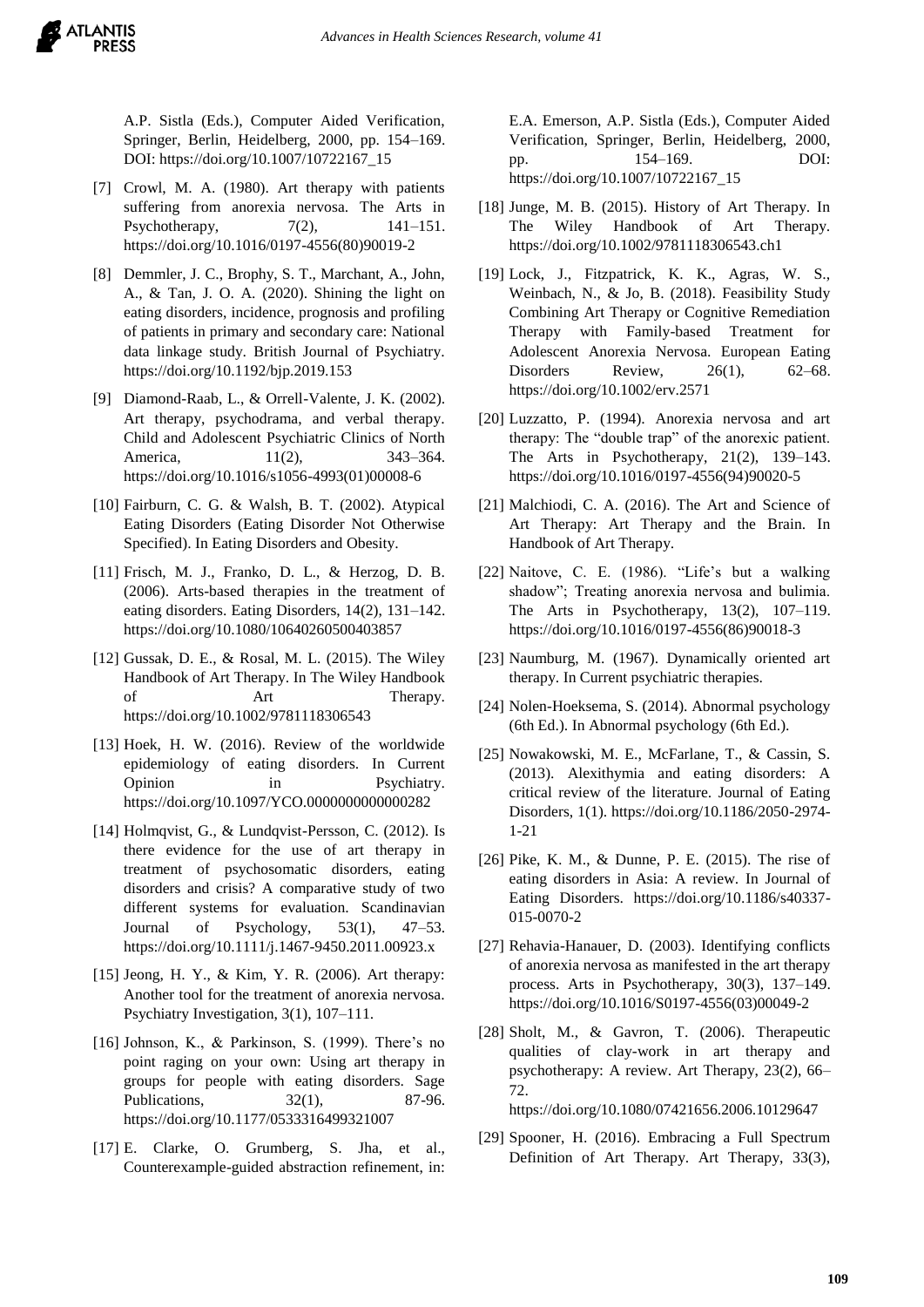A.P. Sistla (Eds.), Computer Aided Verification, Springer, Berlin, Heidelberg, 2000, pp. 154–169. DOI: https://doi.org/10.1007/10722167_15

[7] Crowl, M. A. (1980). Art therapy with patients suffering from anorexia nervosa. The Arts in Psychotherapy, 7(2), 141–151. https://doi.org/10.1016/0197-4556(80)90019-2

[8] Demmler, J. C., Brophy, S. T., Marchant, A., John, A., & Tan, J. O. A. (2020). Shining the light on eating disorders, incidence, prognosis and profiling of patients in primary and secondary care: National data linkage study. British Journal of Psychiatry. https://doi.org/10.1192/bjp.2019.153

[9] Diamond-Raab, L., & Orrell-Valente, J. K. (2002). Art therapy, psychodrama, and verbal therapy. Child and Adolescent Psychiatric Clinics of North America, 11(2), 343–364. https://doi.org/10.1016/s1056-4993(01)00008-6

[10] Fairburn, C. G. & Walsh, B. T. (2002). Atypical Eating Disorders (Eating Disorder Not Otherwise Specified). In Eating Disorders and Obesity.

[11] Frisch, M. J., Franko, D. L., & Herzog, D. B. (2006). Arts-based therapies in the treatment of eating disorders. Eating Disorders, 14(2), 131–142. https://doi.org/10.1080/10640260500403857

[12] Gussak, D. E., & Rosal, M. L. (2015). The Wiley Handbook of Art Therapy. In The Wiley Handbook of Art Therapy. https://doi.org/10.1002/9781118306543

[13] Hoek, H. W. (2016). Review of the worldwide epidemiology of eating disorders. In Current Opinion in Psychiatry. https://doi.org/10.1097/YCO.0000000000000282

[14] Holmqvist, G., & Lundqvist-Persson, C. (2012). Is there evidence for the use of art therapy in treatment of psychosomatic disorders, eating disorders and crisis? A comparative study of two different systems for evaluation. Scandinavian Journal of Psychology, 53(1), 47–53. https://doi.org/10.1111/j.1467-9450.2011.00923.x

[15] Jeong, H. Y., & Kim, Y. R. (2006). Art therapy: Another tool for the treatment of anorexia nervosa. Psychiatry Investigation, 3(1), 107–111.

[16] Johnson, K., & Parkinson, S. (1999). There's no point raging on your own: Using art therapy in groups for people with eating disorders. Sage Publications, 32(1), 87-96. https://doi.org/10.1177/0533316499321007

[17] E. Clarke, O. Grumberg, S. Jha, et al., Counterexample-guided abstraction refinement, in: E.A. Emerson, A.P. Sistla (Eds.), Computer Aided Verification, Springer, Berlin, Heidelberg, 2000, pp. 154–169. DOI: https://doi.org/10.1007/10722167_15

[18] Junge, M. B. (2015). History of Art Therapy. In The Wiley Handbook of Art Therapy. https://doi.org/10.1002/9781118306543.ch1

[19] Lock, J., Fitzpatrick, K. K., Agras, W. S., Weinbach, N., & Jo, B. (2018). Feasibility Study Combining Art Therapy or Cognitive Remediation Therapy with Family-based Treatment for Adolescent Anorexia Nervosa. European Eating Disorders Review, 26(1), 62–68. https://doi.org/10.1002/erv.2571

[20] Luzzatto, P. (1994). Anorexia nervosa and art therapy: The "double trap" of the anorexic patient. The Arts in Psychotherapy, 21(2), 139–143. https://doi.org/10.1016/0197-4556(94)90020-5

[21] Malchiodi, C. A. (2016). The Art and Science of Art Therapy: Art Therapy and the Brain. In Handbook of Art Therapy.

[22] Naitove, C. E. (1986). "Life's but a walking shadow"; Treating anorexia nervosa and bulimia. The Arts in Psychotherapy, 13(2), 107–119. https://doi.org/10.1016/0197-4556(86)90018-3

[23] Naumburg, M. (1967). Dynamically oriented art therapy. In Current psychiatric therapies.

[24] Nolen-Hoeksema, S. (2014). Abnormal psychology (6th Ed.). In Abnormal psychology (6th Ed.).

[25] Nowakowski, M. E., McFarlane, T., & Cassin, S. (2013). Alexithymia and eating disorders: A critical review of the literature. Journal of Eating Disorders, 1(1). https://doi.org/10.1186/2050-2974-1-21

[26] Pike, K. M., & Dunne, P. E. (2015). The rise of eating disorders in Asia: A review. In Journal of Eating Disorders. https://doi.org/10.1186/s40337-015-0070-2

[27] Rehavia-Hanauer, D. (2003). Identifying conflicts of anorexia nervosa as manifested in the art therapy process. Arts in Psychotherapy, 30(3), 137–149. https://doi.org/10.1016/S0197-4556(03)00049-2

[28] Sholt, M., & Gavron, T. (2006). Therapeutic qualities of clay-work in art therapy and psychotherapy: A review. Art Therapy, 23(2), 66–72. https://doi.org/10.1080/07421656.2006.10129647

[29] Spooner, H. (2016). Embracing a Full Spectrum Definition of Art Therapy. Art Therapy, 33(3),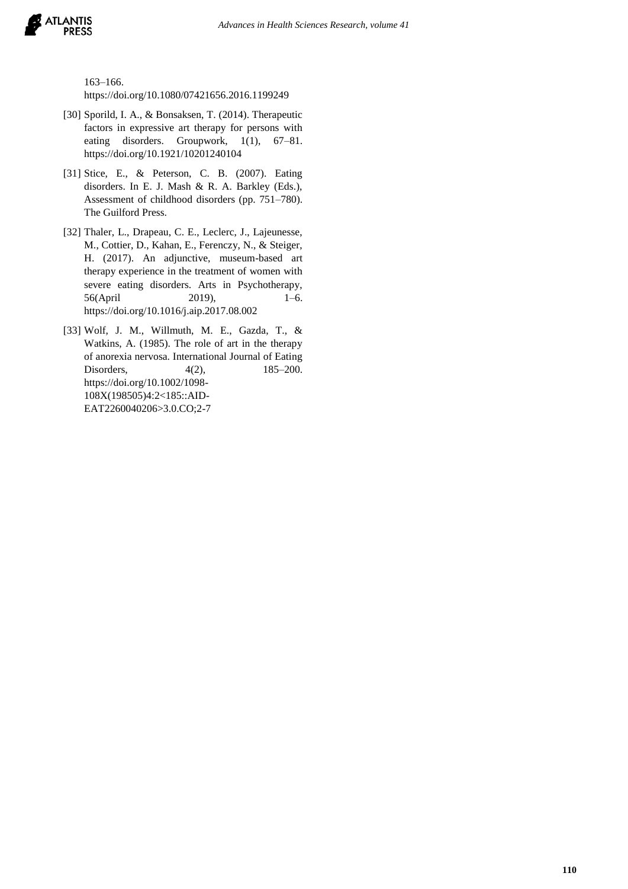163–166. https://doi.org/10.1080/07421656.2016.1199249

[30] Sporild, I. A., & Bonsaksen, T. (2014). Therapeutic factors in expressive art therapy for persons with eating disorders. Groupwork, 1(1), 67–81. https://doi.org/10.1921/10201240104

[31] Stice, E., & Peterson, C. B. (2007). Eating disorders. In E. J. Mash & R. A. Barkley (Eds.), Assessment of childhood disorders (pp. 751–780). The Guilford Press.

[32] Thaler, L., Drapeau, C. E., Leclerc, J., Lajeunesse, M., Cottier, D., Kahan, E., Ferenczy, N., & Steiger, H. (2017). An adjunctive, museum-based art therapy experience in the treatment of women with severe eating disorders. Arts in Psychotherapy, 56(April 2019), 1–6. https://doi.org/10.1016/j.aip.2017.08.002

[33] Wolf, J. M., Willmuth, M. E., Gazda, T., & Watkins, A. (1985). The role of art in the therapy of anorexia nervosa. International Journal of Eating Disorders, 4(2), 185–200. https://doi.org/10.1002/1098-108X(198505)4:2<185::AID-EAT2260040206>3.0.CO;2-7